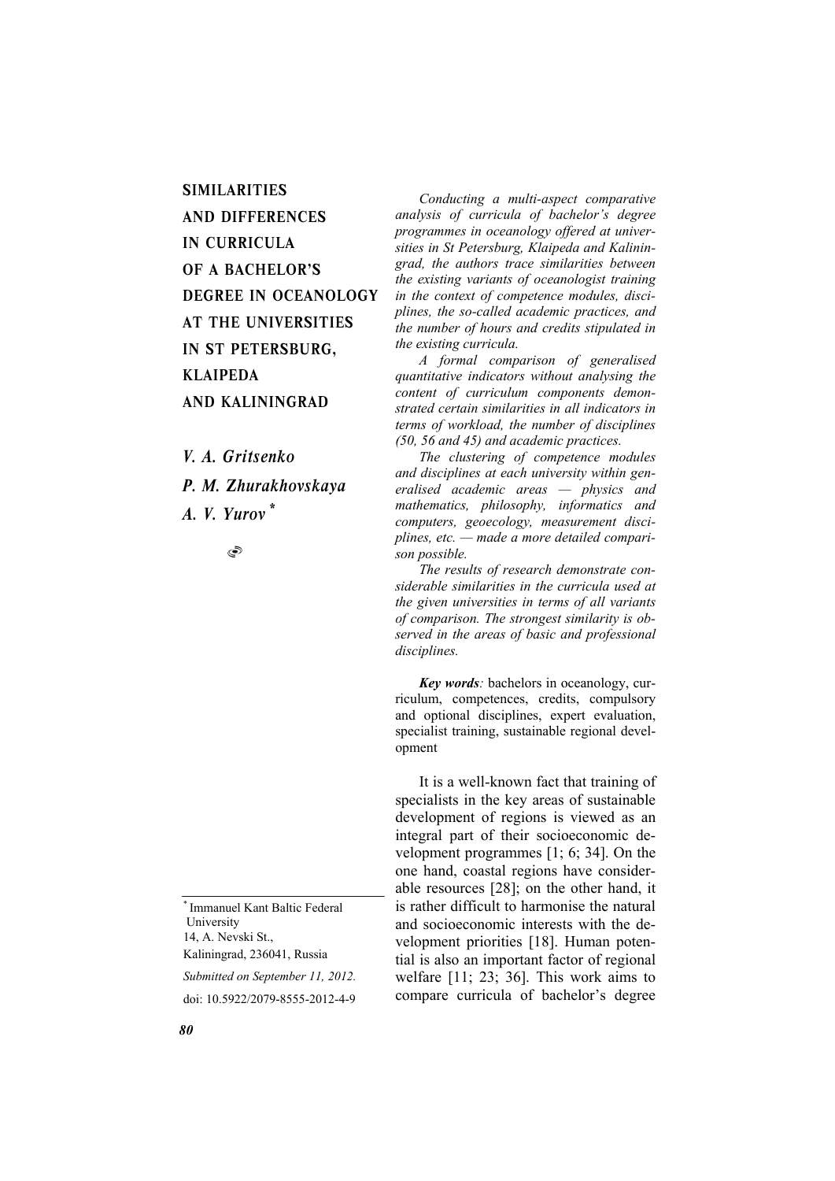# SIMILARITIES AND DIFFERENCES IN CURRICULA OF A BACHELOR'S DEGREE IN OCEANOLOGY AT THE UNIVERSITIES IN ST PETERSBURG, KLAIPEDA AND KALININGRAD

***V. A. Gritsenko***

***P. M. Zhurakhovskaya***

***A. V. Yurov*** [*]

*Conducting a multi-aspect comparative analysis of curricula of bachelor's degree programmes in oceanology offered at universities in St Petersburg, Klaipeda and Kaliningrad, the authors trace similarities between the existing variants of oceanologist training in the context of competence modules, disciplines, the so-called academic practices, and the number of hours and credits stipulated in the existing curricula.*

*A formal comparison of generalised quantitative indicators without analysing the content of curriculum components demonstrated certain similarities in all indicators in terms of workload, the number of disciplines (50, 56 and 45) and academic practices.*

*The clustering of competence modules and disciplines at each university within generalised academic areas — physics and mathematics, philosophy, informatics and computers, geoecology, measurement disciplines, etc. — made a more detailed comparison possible.*

*The results of research demonstrate considerable similarities in the curricula used at the given universities in terms of all variants of comparison. The strongest similarity is observed in the areas of basic and professional disciplines.*

***Key words**:* bachelors in oceanology, curriculum, competences, credits, compulsory and optional disciplines, expert evaluation, specialist training, sustainable regional development

It is a well-known fact that training of specialists in the key areas of sustainable development of regions is viewed as an integral part of their socioeconomic development programmes [1; 6; 34]. On the one hand, coastal regions have considerable resources [28]; on the other hand, it is rather difficult to harmonise the natural and socioeconomic interests with the development priorities [18]. Human potential is also an important factor of regional welfare [11; 23; 36]. This work aims to compare curricula of bachelor's degree

---

[*] Immanuel Kant Baltic Federal University
14, A. Nevski St.,
Kaliningrad, 236041, Russia

*Submitted on September 11, 2012.*

doi: 10.5922/2079-8555-2012-4-9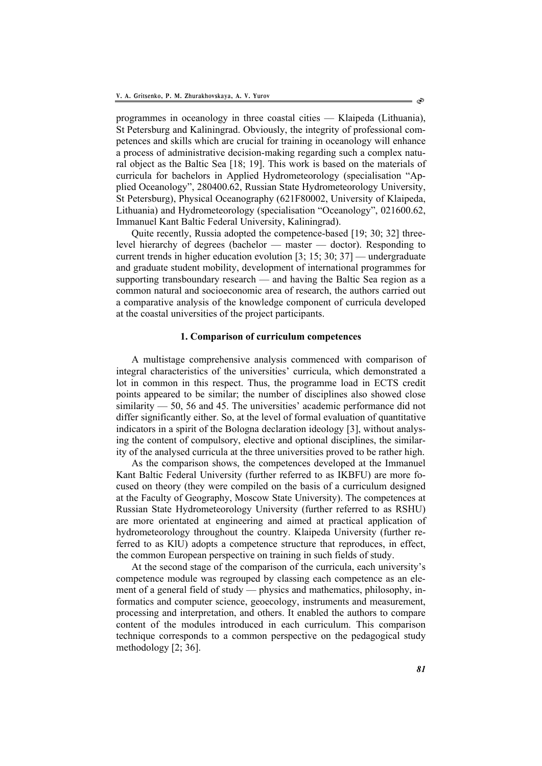programmes in oceanology in three coastal cities — Klaipeda (Lithuania), St Petersburg and Kaliningrad. Obviously, the integrity of professional competences and skills which are crucial for training in oceanology will enhance a process of administrative decision-making regarding such a complex natural object as the Baltic Sea [18; 19]. This work is based on the materials of curricula for bachelors in Applied Hydrometeorology (specialisation "Applied Oceanology", 280400.62, Russian State Hydrometeorology University, St Petersburg), Physical Oceanography (621F80002, University of Klaipeda, Lithuania) and Hydrometeorology (specialisation "Oceanology", 021600.62, Immanuel Kant Baltic Federal University, Kaliningrad).

Quite recently, Russia adopted the competence-based [19; 30; 32] three-level hierarchy of degrees (bachelor — master — doctor). Responding to current trends in higher education evolution [3; 15; 30; 37] — undergraduate and graduate student mobility, development of international programmes for supporting transboundary research — and having the Baltic Sea region as a common natural and socioeconomic area of research, the authors carried out a comparative analysis of the knowledge component of curricula developed at the coastal universities of the project participants.

## 1. Comparison of curriculum competences

A multistage comprehensive analysis commenced with comparison of integral characteristics of the universities' curricula, which demonstrated a lot in common in this respect. Thus, the programme load in ECTS credit points appeared to be similar; the number of disciplines also showed close similarity — 50, 56 and 45. The universities' academic performance did not differ significantly either. So, at the level of formal evaluation of quantitative indicators in a spirit of the Bologna declaration ideology [3], without analysing the content of compulsory, elective and optional disciplines, the similarity of the analysed curricula at the three universities proved to be rather high.

As the comparison shows, the competences developed at the Immanuel Kant Baltic Federal University (further referred to as IKBFU) are more focused on theory (they were compiled on the basis of a curriculum designed at the Faculty of Geography, Moscow State University). The competences at Russian State Hydrometeorology University (further referred to as RSHU) are more orientated at engineering and aimed at practical application of hydrometeorology throughout the country. Klaipeda University (further referred to as KlU) adopts a competence structure that reproduces, in effect, the common European perspective on training in such fields of study.

At the second stage of the comparison of the curricula, each university's competence module was regrouped by classing each competence as an element of a general field of study — physics and mathematics, philosophy, informatics and computer science, geoecology, instruments and measurement, processing and interpretation, and others. It enabled the authors to compare content of the modules introduced in each curriculum. This comparison technique corresponds to a common perspective on the pedagogical study methodology [2; 36].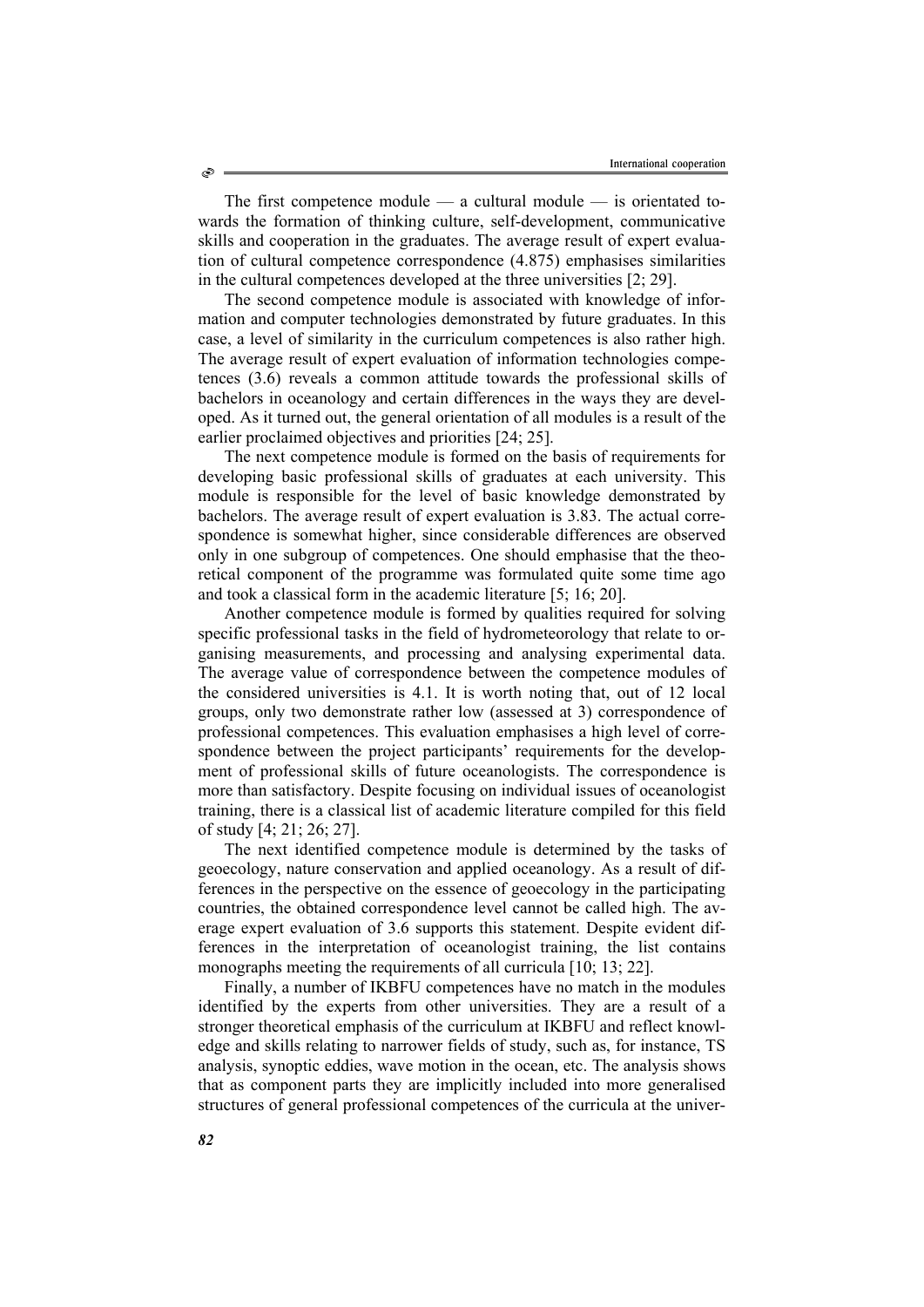The first competence module — a cultural module — is orientated towards the formation of thinking culture, self-development, communicative skills and cooperation in the graduates. The average result of expert evaluation of cultural competence correspondence (4.875) emphasises similarities in the cultural competences developed at the three universities [2; 29].

The second competence module is associated with knowledge of information and computer technologies demonstrated by future graduates. In this case, a level of similarity in the curriculum competences is also rather high. The average result of expert evaluation of information technologies competences (3.6) reveals a common attitude towards the professional skills of bachelors in oceanology and certain differences in the ways they are developed. As it turned out, the general orientation of all modules is a result of the earlier proclaimed objectives and priorities [24; 25].

The next competence module is formed on the basis of requirements for developing basic professional skills of graduates at each university. This module is responsible for the level of basic knowledge demonstrated by bachelors. The average result of expert evaluation is 3.83. The actual correspondence is somewhat higher, since considerable differences are observed only in one subgroup of competences. One should emphasise that the theoretical component of the programme was formulated quite some time ago and took a classical form in the academic literature [5; 16; 20].

Another competence module is formed by qualities required for solving specific professional tasks in the field of hydrometeorology that relate to organising measurements, and processing and analysing experimental data. The average value of correspondence between the competence modules of the considered universities is 4.1. It is worth noting that, out of 12 local groups, only two demonstrate rather low (assessed at 3) correspondence of professional competences. This evaluation emphasises a high level of correspondence between the project participants' requirements for the development of professional skills of future oceanologists. The correspondence is more than satisfactory. Despite focusing on individual issues of oceanologist training, there is a classical list of academic literature compiled for this field of study [4; 21; 26; 27].

The next identified competence module is determined by the tasks of geoecology, nature conservation and applied oceanology. As a result of differences in the perspective on the essence of geoecology in the participating countries, the obtained correspondence level cannot be called high. The average expert evaluation of 3.6 supports this statement. Despite evident differences in the interpretation of oceanologist training, the list contains monographs meeting the requirements of all curricula [10; 13; 22].

Finally, a number of IKBFU competences have no match in the modules identified by the experts from other universities. They are a result of a stronger theoretical emphasis of the curriculum at IKBFU and reflect knowledge and skills relating to narrower fields of study, such as, for instance, TS analysis, synoptic eddies, wave motion in the ocean, etc. The analysis shows that as component parts they are implicitly included into more generalised structures of general professional competences of the curricula at the univer-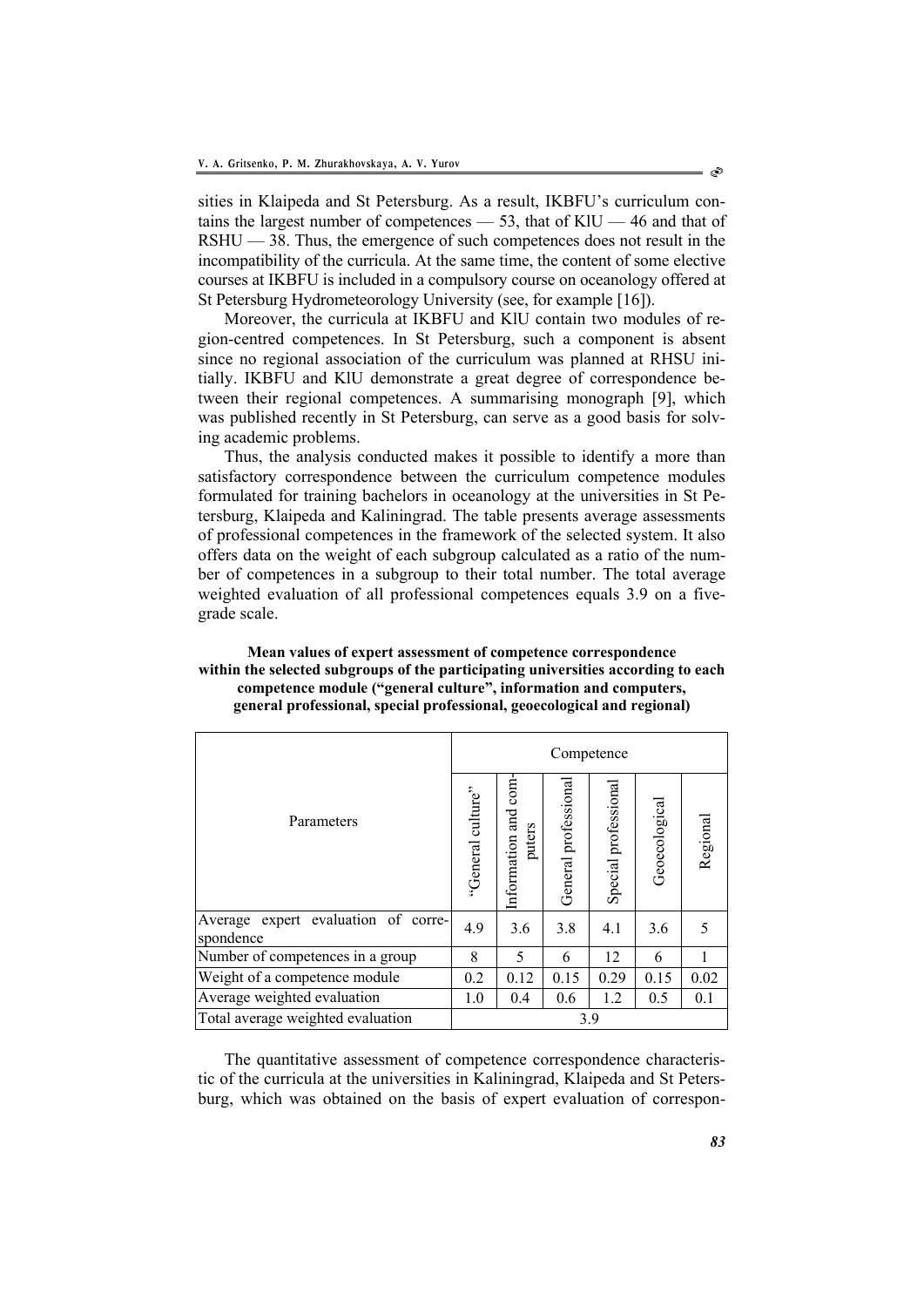sities in Klaipeda and St Petersburg. As a result, IKBFU's curriculum contains the largest number of competences — 53, that of KlU — 46 and that of RSHU — 38. Thus, the emergence of such competences does not result in the incompatibility of the curricula. At the same time, the content of some elective courses at IKBFU is included in a compulsory course on oceanology offered at St Petersburg Hydrometeorology University (see, for example [16]).

Moreover, the curricula at IKBFU and KlU contain two modules of region-centred competences. In St Petersburg, such a component is absent since no regional association of the curriculum was planned at RHSU initially. IKBFU and KlU demonstrate a great degree of correspondence between their regional competences. A summarising monograph [9], which was published recently in St Petersburg, can serve as a good basis for solving academic problems.

Thus, the analysis conducted makes it possible to identify a more than satisfactory correspondence between the curriculum competence modules formulated for training bachelors in oceanology at the universities in St Petersburg, Klaipeda and Kaliningrad. The table presents average assessments of professional competences in the framework of the selected system. It also offers data on the weight of each subgroup calculated as a ratio of the number of competences in a subgroup to their total number. The total average weighted evaluation of all professional competences equals 3.9 on a five-grade scale.

**Mean values of expert assessment of competence correspondence within the selected subgroups of the participating universities according to each competence module ("general culture", information and computers, general professional, special professional, geoecological and regional)**

| Parameters | Competence | | | | | |
|---|---|---|---|---|---|---|
| | "General culture" | Information and computers | General professional | Special professional | Geoecological | Regional |
| Average expert evaluation of correspondence | 4.9 | 3.6 | 3.8 | 4.1 | 3.6 | 5 |
| Number of competences in a group | 8 | 5 | 6 | 12 | 6 | 1 |
| Weight of a competence module | 0.2 | 0.12 | 0.15 | 0.29 | 0.15 | 0.02 |
| Average weighted evaluation | 1.0 | 0.4 | 0.6 | 1.2 | 0.5 | 0.1 |
| Total average weighted evaluation | 3.9 | | | | | |

The quantitative assessment of competence correspondence characteristic of the curricula at the universities in Kaliningrad, Klaipeda and St Petersburg, which was obtained on the basis of expert evaluation of correspon-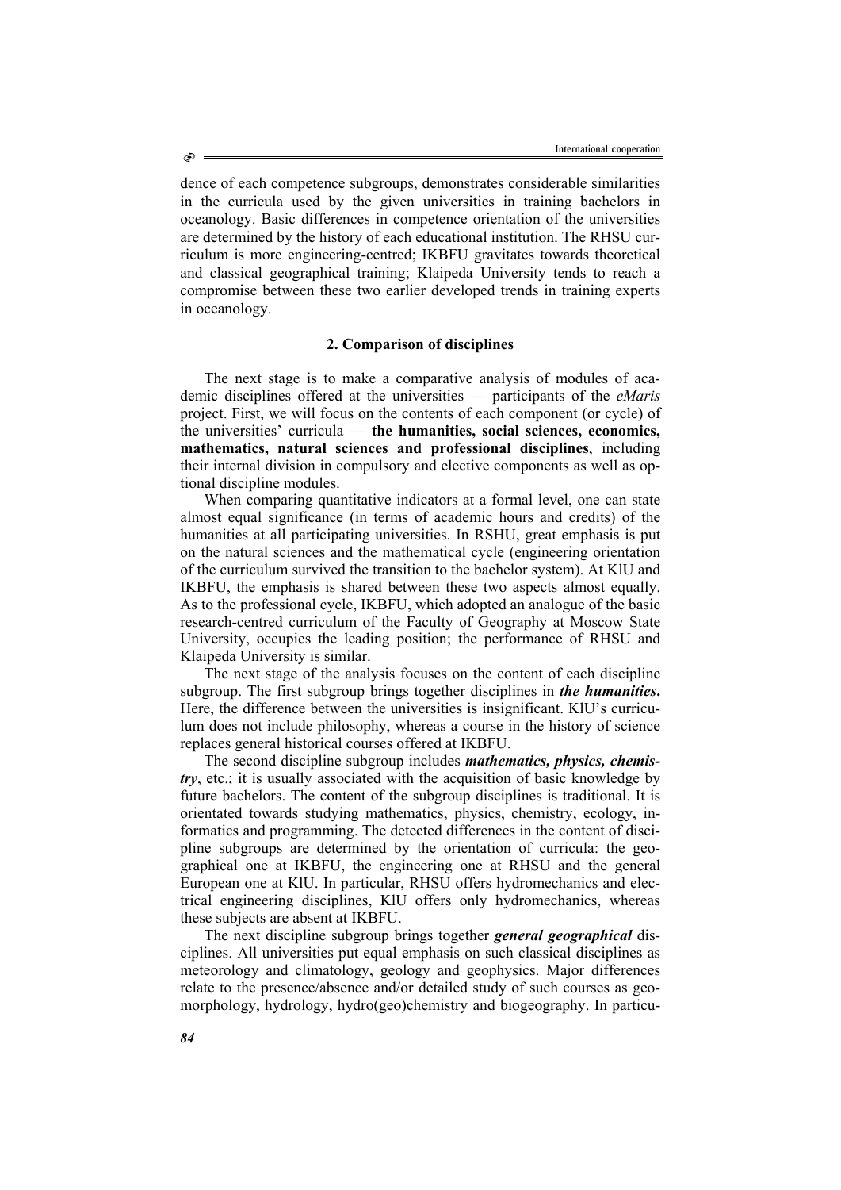dence of each competence subgroups, demonstrates considerable similarities in the curricula used by the given universities in training bachelors in oceanology. Basic differences in competence orientation of the universities are determined by the history of each educational institution. The RHSU curriculum is more engineering-centred; IKBFU gravitates towards theoretical and classical geographical training; Klaipeda University tends to reach a compromise between these two earlier developed trends in training experts in oceanology.

## 2. Comparison of disciplines

The next stage is to make a comparative analysis of modules of academic disciplines offered at the universities — participants of the *eMaris* project. First, we will focus on the contents of each component (or cycle) of the universities' curricula — **the humanities, social sciences, economics, mathematics, natural sciences and professional disciplines**, including their internal division in compulsory and elective components as well as optional discipline modules.

When comparing quantitative indicators at a formal level, one can state almost equal significance (in terms of academic hours and credits) of the humanities at all participating universities. In RSHU, great emphasis is put on the natural sciences and the mathematical cycle (engineering orientation of the curriculum survived the transition to the bachelor system). At KlU and IKBFU, the emphasis is shared between these two aspects almost equally. As to the professional cycle, IKBFU, which adopted an analogue of the basic research-centred curriculum of the Faculty of Geography at Moscow State University, occupies the leading position; the performance of RHSU and Klaipeda University is similar.

The next stage of the analysis focuses on the content of each discipline subgroup. The first subgroup brings together disciplines in ***the humanities*.** Here, the difference between the universities is insignificant. KlU's curriculum does not include philosophy, whereas a course in the history of science replaces general historical courses offered at IKBFU.

The second discipline subgroup includes ***mathematics, physics, chemistry***, etc.; it is usually associated with the acquisition of basic knowledge by future bachelors. The content of the subgroup disciplines is traditional. It is orientated towards studying mathematics, physics, chemistry, ecology, informatics and programming. The detected differences in the content of discipline subgroups are determined by the orientation of curricula: the geographical one at IKBFU, the engineering one at RHSU and the general European one at KlU. In particular, RHSU offers hydromechanics and electrical engineering disciplines, KlU offers only hydromechanics, whereas these subjects are absent at IKBFU.

The next discipline subgroup brings together ***general geographical*** disciplines. All universities put equal emphasis on such classical disciplines as meteorology and climatology, geology and geophysics. Major differences relate to the presence/absence and/or detailed study of such courses as geomorphology, hydrology, hydro(geo)chemistry and biogeography. In particu-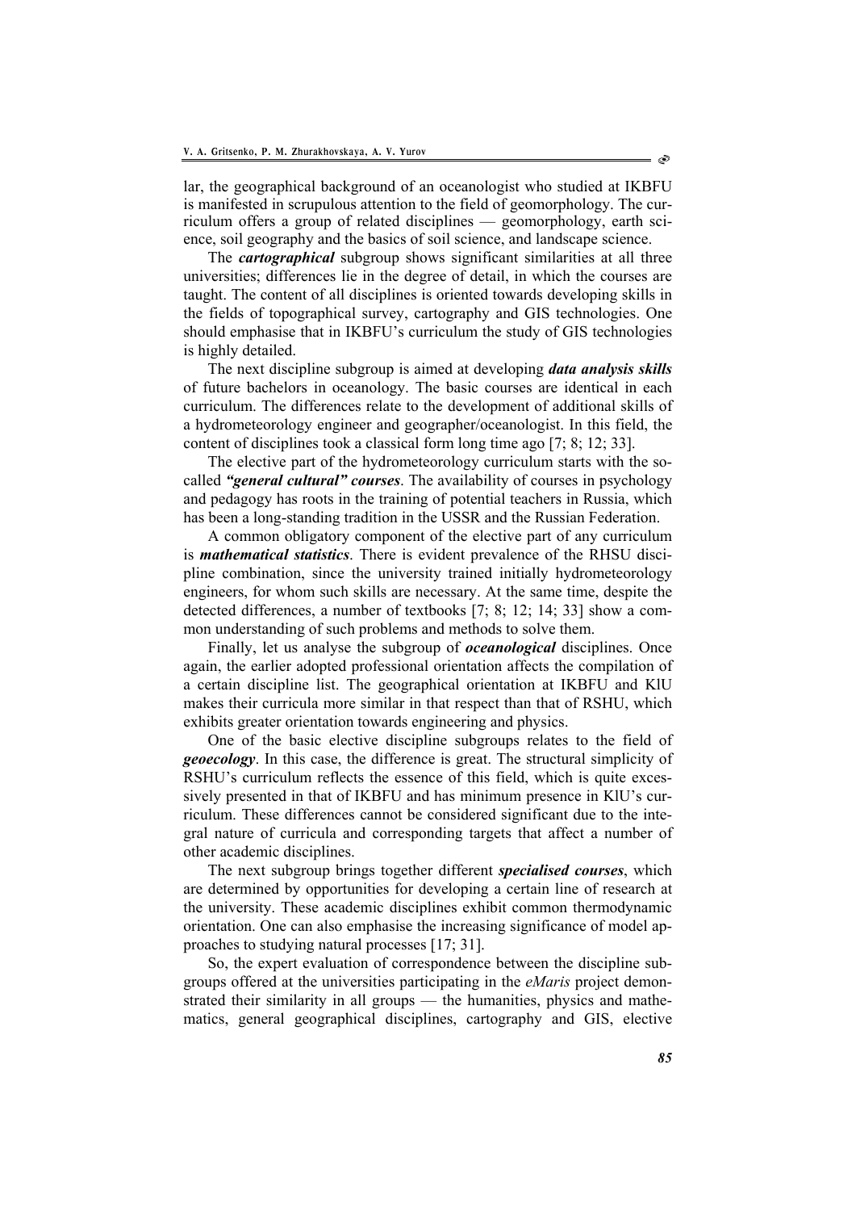lar, the geographical background of an oceanologist who studied at IKBFU is manifested in scrupulous attention to the field of geomorphology. The curriculum offers a group of related disciplines — geomorphology, earth science, soil geography and the basics of soil science, and landscape science.

The ***cartographical*** subgroup shows significant similarities at all three universities; differences lie in the degree of detail, in which the courses are taught. The content of all disciplines is oriented towards developing skills in the fields of topographical survey, cartography and GIS technologies. One should emphasise that in IKBFU's curriculum the study of GIS technologies is highly detailed.

The next discipline subgroup is aimed at developing ***data analysis skills*** of future bachelors in oceanology. The basic courses are identical in each curriculum. The differences relate to the development of additional skills of a hydrometeorology engineer and geographer/oceanologist. In this field, the content of disciplines took a classical form long time ago [7; 8; 12; 33].

The elective part of the hydrometeorology curriculum starts with the so-called ***"general cultural" courses***. The availability of courses in psychology and pedagogy has roots in the training of potential teachers in Russia, which has been a long-standing tradition in the USSR and the Russian Federation.

A common obligatory component of the elective part of any curriculum is ***mathematical statistics***. There is evident prevalence of the RHSU discipline combination, since the university trained initially hydrometeorology engineers, for whom such skills are necessary. At the same time, despite the detected differences, a number of textbooks [7; 8; 12; 14; 33] show a common understanding of such problems and methods to solve them.

Finally, let us analyse the subgroup of ***oceanological*** disciplines. Once again, the earlier adopted professional orientation affects the compilation of a certain discipline list. The geographical orientation at IKBFU and KlU makes their curricula more similar in that respect than that of RSHU, which exhibits greater orientation towards engineering and physics.

One of the basic elective discipline subgroups relates to the field of ***geoecology***. In this case, the difference is great. The structural simplicity of RSHU's curriculum reflects the essence of this field, which is quite excessively presented in that of IKBFU and has minimum presence in KlU's curriculum. These differences cannot be considered significant due to the integral nature of curricula and corresponding targets that affect a number of other academic disciplines.

The next subgroup brings together different ***specialised courses***, which are determined by opportunities for developing a certain line of research at the university. These academic disciplines exhibit common thermodynamic orientation. One can also emphasise the increasing significance of model approaches to studying natural processes [17; 31].

So, the expert evaluation of correspondence between the discipline subgroups offered at the universities participating in the *eMaris* project demonstrated their similarity in all groups — the humanities, physics and mathematics, general geographical disciplines, cartography and GIS, elective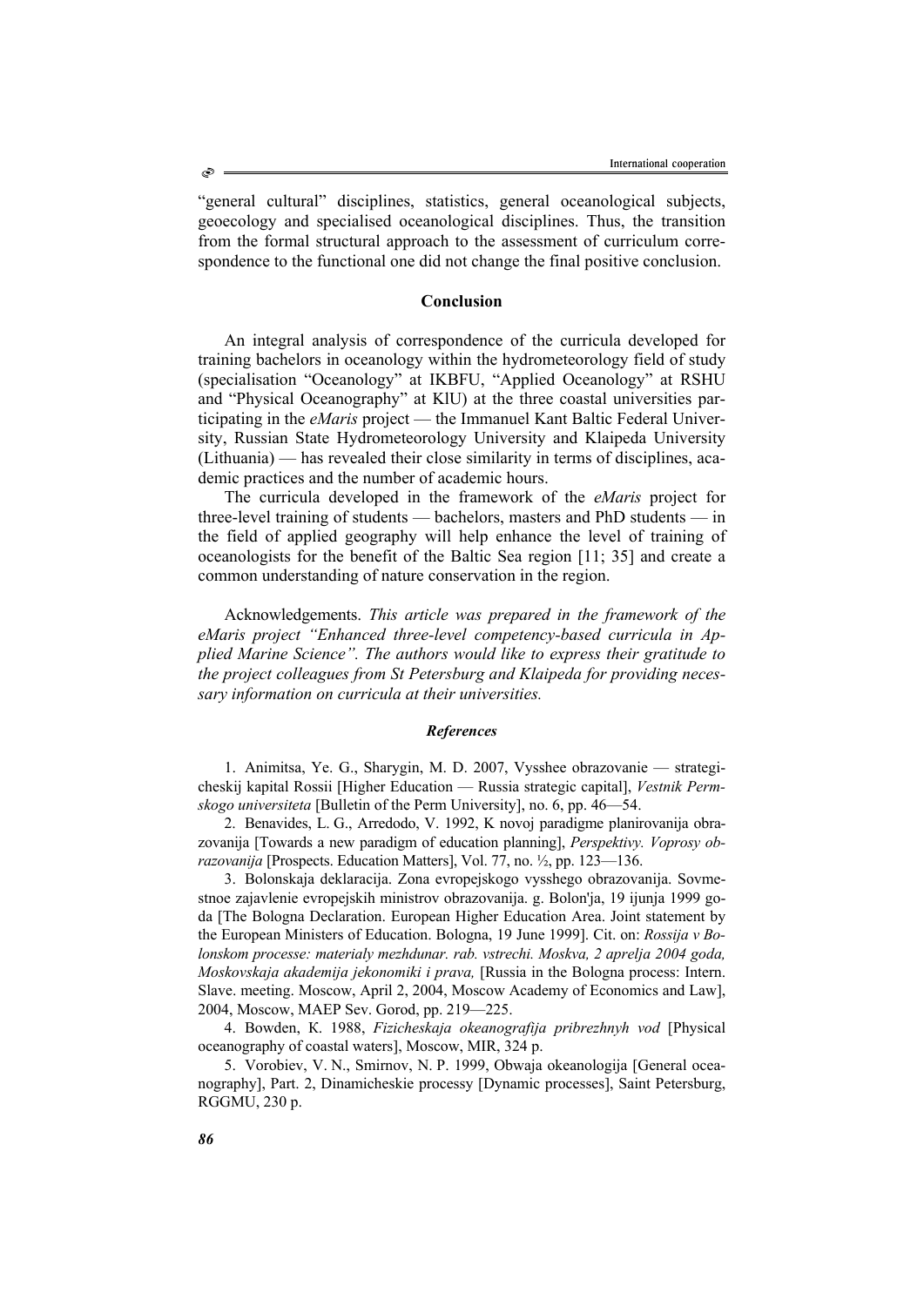“general cultural” disciplines, statistics, general oceanological subjects, geoecology and specialised oceanological disciplines. Thus, the transition from the formal structural approach to the assessment of curriculum correspondence to the functional one did not change the final positive conclusion.

## Conclusion

An integral analysis of correspondence of the curricula developed for training bachelors in oceanology within the hydrometeorology field of study (specialisation “Oceanology” at IKBFU, “Applied Oceanology” at RSHU and “Physical Oceanography” at KlU) at the three coastal universities participating in the *eMaris* project — the Immanuel Kant Baltic Federal University, Russian State Hydrometeorology University and Klaipeda University (Lithuania) — has revealed their close similarity in terms of disciplines, academic practices and the number of academic hours.

The curricula developed in the framework of the *eMaris* project for three-level training of students — bachelors, masters and PhD students — in the field of applied geography will help enhance the level of training of oceanologists for the benefit of the Baltic Sea region [11; 35] and create a common understanding of nature conservation in the region.

Acknowledgements. *This article was prepared in the framework of the eMaris project “Enhanced three-level competency-based curricula in Applied Marine Science”. The authors would like to express their gratitude to the project colleagues from St Petersburg and Klaipeda for providing necessary information on curricula at their universities.*

### *References*

1. Animitsa, Ye. G., Sharygin, M. D. 2007, Vysshee obrazovanie — strategicheskij kapital Rossii [Higher Education — Russia strategic capital], *Vestnik Permskogo universiteta* [Bulletin of the Perm University], no. 6, pp. 46—54.

2. Benavides, L. G., Arredodo, V. 1992, K novoj paradigme planirovanija obrazovanija [Towards a new paradigm of education planning], *Perspektivy. Voprosy obrazovanija* [Prospects. Education Matters], Vol. 77, no. ½, pp. 123—136.

3. Bolonskaja deklaracija. Zona evropejskogo vysshego obrazovanija. Sovmestnoe zajavlenie evropejskih ministrov obrazovanija. g. Bolon'ja, 19 ijunja 1999 goda [The Bologna Declaration. European Higher Education Area. Joint statement by the European Ministers of Education. Bologna, 19 June 1999]. Cit. on: *Rossija v Bolonskom processe: materialy mezhdunar. rab. vstrechi. Moskva, 2 aprelja 2004 goda, Moskovskaja akademija jekonomiki i prava,* [Russia in the Bologna process: Intern. Slave. meeting. Moscow, April 2, 2004, Moscow Academy of Economics and Law], 2004, Moscow, MAEP Sev. Gorod, pp. 219—225.

4. Bowden, K. 1988, *Fizicheskaja okeanografija pribrezhnyh vod* [Physical oceanography of coastal waters], Moscow, MIR, 324 p.

5. Vorobiev, V. N., Smirnov, N. P. 1999, Obwaja okeanologija [General oceanography], Part. 2, Dinamicheskie processy [Dynamic processes], Saint Petersburg, RGGMU, 230 p.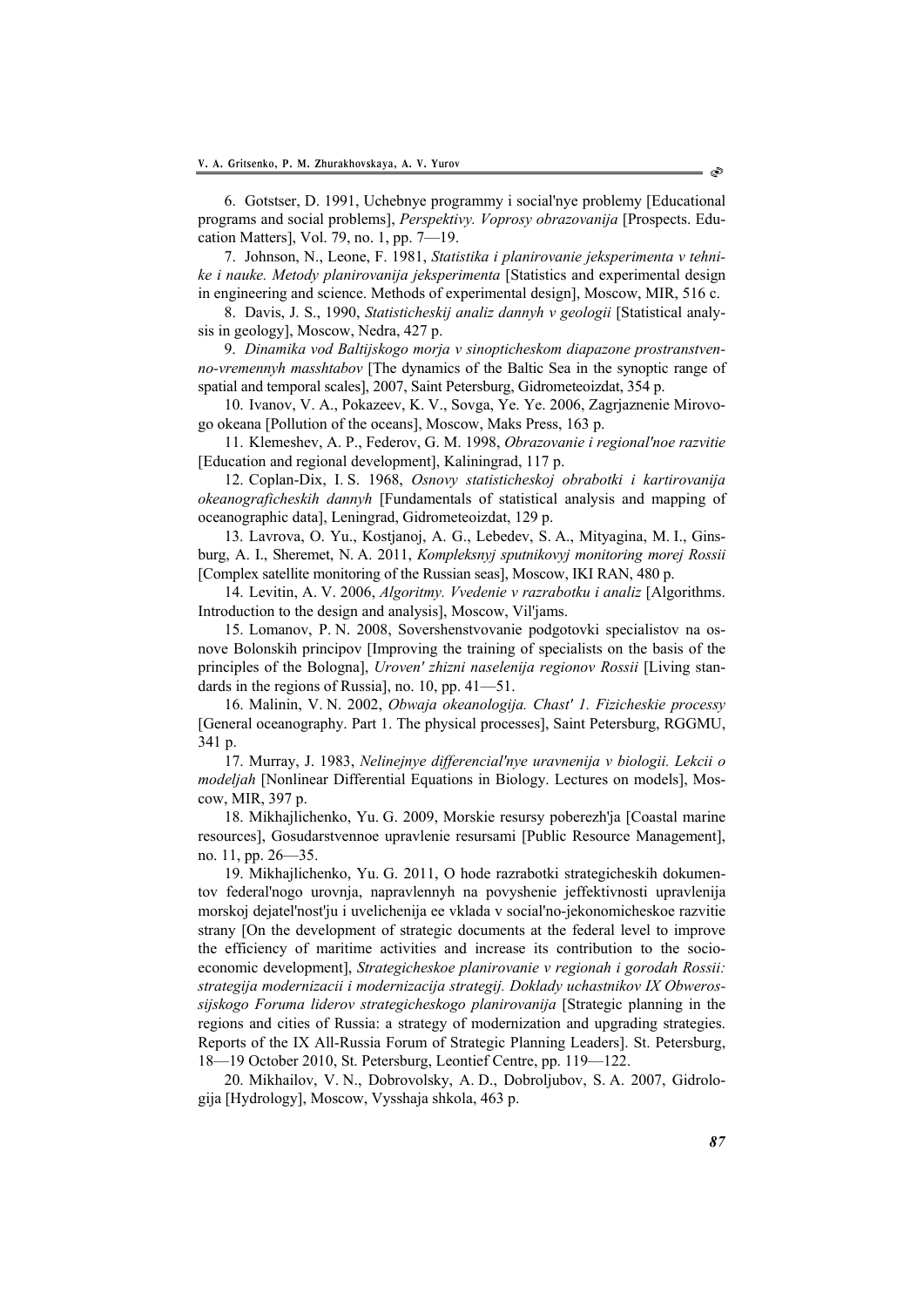6. Gotstser, D. 1991, Uchebnye programmy i social'nye problemy [Educational programs and social problems], *Perspektivy. Voprosy obrazovanija* [Prospects. Education Matters], Vol. 79, no. 1, pp. 7—19.

7. Johnson, N., Leone, F. 1981, *Statistika i planirovanie jeksperimenta v tehnike i nauke. Metody planirovanija jeksperimenta* [Statistics and experimental design in engineering and science. Methods of experimental design], Moscow, MIR, 516 c.

8. Davis, J. S., 1990, *Statisticheskij analiz dannyh v geologii* [Statistical analysis in geology], Moscow, Nedra, 427 p.

9. *Dinamika vod Baltijskogo morja v sinopticheskom diapazone prostranstvenno-vremennyh masshtabov* [The dynamics of the Baltic Sea in the synoptic range of spatial and temporal scales], 2007, Saint Petersburg, Gidrometeoizdat, 354 p.

10. Ivanov, V. A., Pokazeev, K. V., Sovga, Ye. Ye. 2006, Zagrjaznenie Mirovogo okeana [Pollution of the oceans], Moscow, Maks Press, 163 p.

11. Klemeshev, A. P., Federov, G. M. 1998, *Obrazovanie i regional'noe razvitie* [Education and regional development], Kaliningrad, 117 p.

12. Coplan-Dix, I. S. 1968, *Osnovy statisticheskoj obrabotki i kartirovanija okeanograficheskih dannyh* [Fundamentals of statistical analysis and mapping of oceanographic data], Leningrad, Gidrometeoizdat, 129 p.

13. Lavrova, O. Yu., Kostjanoj, A. G., Lebedev, S. A., Mityagina, M. I., Ginsburg, A. I., Sheremet, N. A. 2011, *Kompleksnyj sputnikovyj monitoring morej Rossii* [Complex satellite monitoring of the Russian seas], Moscow, IKI RAN, 480 p.

14. Levitin, A. V. 2006, *Algoritmy. Vvedenie v razrabotku i analiz* [Algorithms. Introduction to the design and analysis], Moscow, Vil'jams.

15. Lomanov, P. N. 2008, Sovershenstvovanie podgotovki specialistov na osnove Bolonskih principov [Improving the training of specialists on the basis of the principles of the Bologna], *Uroven' zhizni naselenija regionov Rossii* [Living standards in the regions of Russia], no. 10, pp. 41—51.

16. Malinin, V. N. 2002, *Obwaja okeanologija. Chast' 1. Fizicheskie processy* [General oceanography. Part 1. The physical processes], Saint Petersburg, RGGMU, 341 p.

17. Murray, J. 1983, *Nelinejnye differencial'nye uravnenija v biologii. Lekcii o modeljah* [Nonlinear Differential Equations in Biology. Lectures on models], Moscow, MIR, 397 p.

18. Mikhajlichenko, Yu. G. 2009, Morskie resursy poberezh'ja [Coastal marine resources], Gosudarstvennoe upravlenie resursami [Public Resource Management], no. 11, pp. 26—35.

19. Mikhajlichenko, Yu. G. 2011, O hode razrabotki strategicheskih dokumentov federal'nogo urovnja, napravlennyh na povyshenie jeffektivnosti upravlenija morskoj dejatel'nost'ju i uvelichenija ee vklada v social'no-jekonomicheskoe razvitie strany [On the development of strategic documents at the federal level to improve the efficiency of maritime activities and increase its contribution to the socio-economic development], *Strategicheskoe planirovanie v regionah i gorodah Rossii: strategija modernizacii i modernizacija strategij. Doklady uchastnikov IX Obwerossijskogo Foruma liderov strategicheskogo planirovanija* [Strategic planning in the regions and cities of Russia: a strategy of modernization and upgrading strategies. Reports of the IX All-Russia Forum of Strategic Planning Leaders]. St. Petersburg, 18—19 October 2010, St. Petersburg, Leontief Centre, pp. 119—122.

20. Mikhailov, V. N., Dobrovolsky, A. D., Dobroljubov, S. A. 2007, Gidrologija [Hydrology], Moscow, Vysshaja shkola, 463 p.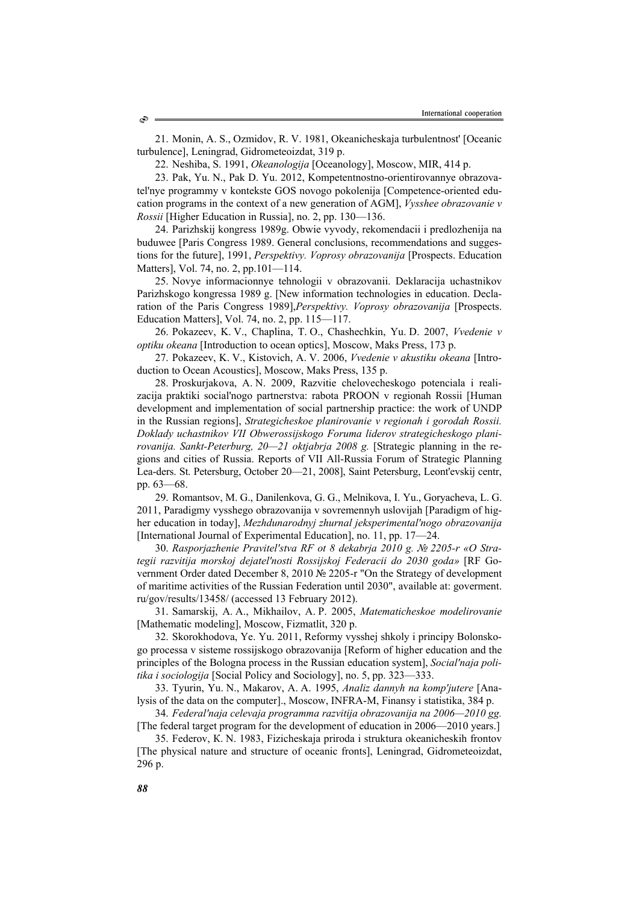21. Monin, A. S., Ozmidov, R. V. 1981, Okeanicheskaja turbulentnost' [Oceanic turbulence], Leningrad, Gidrometeoizdat, 319 p.

22. Neshiba, S. 1991, *Okeanologija* [Oceanology], Moscow, MIR, 414 p.

23. Pak, Yu. N., Pak D. Yu. 2012, Kompetentnostno-orientirovannye obrazovatel'nye programmy v kontekste GOS novogo pokolenija [Competence-oriented education programs in the context of a new generation of AGM], *Vysshee obrazovanie v Rossii* [Higher Education in Russia], no. 2, pp. 130—136.

24. Parizhskij kongress 1989g. Obwie vyvody, rekomendacii i predlozhenija na buduwee [Paris Congress 1989. General conclusions, recommendations and suggestions for the future], 1991, *Perspektivy. Voprosy obrazovanija* [Prospects. Education Matters], Vol. 74, no. 2, pp.101—114.

25. Novye informacionnye tehnologii v obrazovanii. Deklaracija uchastnikov Parizhskogo kongressa 1989 g. [New information technologies in education. Declaration of the Paris Congress 1989],*Perspektivy. Voprosy obrazovanija* [Prospects. Education Matters], Vol. 74, no. 2, pp. 115—117.

26. Pokazeev, K. V., Chaplina, T. O., Chashechkin, Yu. D. 2007, *Vvedenie v optiku okeana* [Introduction to ocean optics], Moscow, Maks Press, 173 p.

27. Pokazeev, K. V., Kistovich, A. V. 2006, *Vvedenie v akustiku okeana* [Introduction to Ocean Acoustics], Moscow, Maks Press, 135 p.

28. Proskurjakova, A. N. 2009, Razvitie chelovecheskogo potenciala i realizacija praktiki social'nogo partnerstva: rabota PROON v regionah Rossii [Human development and implementation of social partnership practice: the work of UNDP in the Russian regions], *Strategicheskoe planirovanie v regionah i gorodah Rossii. Doklady uchastnikov VII Obwerossijskogo Foruma liderov strategicheskogo planirovanija. Sankt-Peterburg, 20—21 oktjabrja 2008 g.* [Strategic planning in the regions and cities of Russia. Reports of VII All-Russia Forum of Strategic Planning Lea-ders. St. Petersburg, October 20—21, 2008], Saint Petersburg, Leont'evskij centr, pp. 63—68.

29. Romantsov, M. G., Danilenkova, G. G., Melnikova, I. Yu., Goryacheva, L. G. 2011, Paradigmy vysshego obrazovanija v sovremennyh uslovijah [Paradigm of higher education in today], *Mezhdunarodnyj zhurnal jeksperimental'nogo obrazovanija* [International Journal of Experimental Education], no. 11, pp. 17—24.

30. *Rasporjazhenie Pravitel'stva RF ot 8 dekabrja 2010 g. № 2205-r «O Strategii razvitija morskoj dejatel'nosti Rossijskoj Federacii do 2030 goda»* [RF Government Order dated December 8, 2010 № 2205-r "On the Strategy of development of maritime activities of the Russian Federation until 2030", available at: goverment.ru/gov/results/13458/ (accessed 13 February 2012).

31. Samarskij, A. A., Mikhailov, A. P. 2005, *Matematicheskoe modelirovanie* [Mathematic modeling], Moscow, Fizmatlit, 320 p.

32. Skorokhodova, Ye. Yu. 2011, Reformy vysshej shkoly i principy Bolonskogo processa v sisteme rossijskogo obrazovanija [Reform of higher education and the principles of the Bologna process in the Russian education system], *Social'naja politika i sociologija* [Social Policy and Sociology], no. 5, pp. 323—333.

33. Tyurin, Yu. N., Makarov, A. A. 1995, *Analiz dannyh na komp'jutere* [Analysis of the data on the computer]., Moscow, INFRA-M, Finansy i statistika, 384 p.

34. *Federal'naja celevaja programma razvitija obrazovanija na 2006—2010 gg.* [The federal target program for the development of education in 2006—2010 years.]

35. Federov, K. N. 1983, Fizicheskaja priroda i struktura okeanicheskih frontov [The physical nature and structure of oceanic fronts], Leningrad, Gidrometeoizdat, 296 p.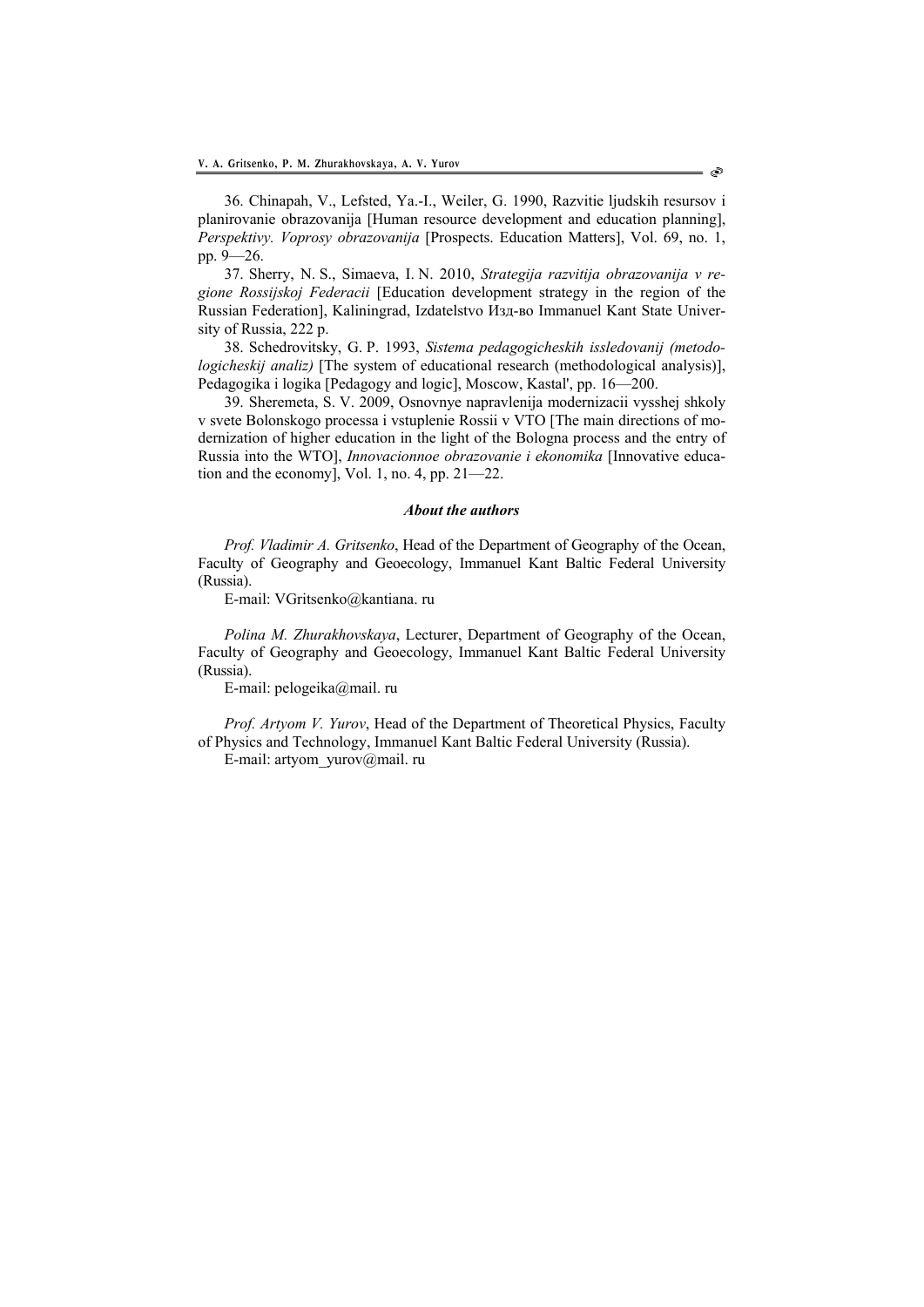36. Chinapah, V., Lefsted, Ya.-I., Weiler, G. 1990, Razvitie ljudskih resursov i planirovanie obrazovanija [Human resource development and education planning], *Perspektivy. Voprosy obrazovanija* [Prospects. Education Matters], Vol. 69, no. 1, pp. 9—26.

37. Sherry, N. S., Simaeva, I. N. 2010, *Strategija razvitija obrazovanija v regione Rossijskoj Federacii* [Education development strategy in the region of the Russian Federation], Kaliningrad, Izdatelstvo Изд-во Immanuel Kant State University of Russia, 222 p.

38. Schedrovitsky, G. P. 1993, *Sistema pedagogicheskih issledovanij (metodologicheskij analiz)* [The system of educational research (methodological analysis)], Pedagogika i logika [Pedagogy and logic], Moscow, Kastal', pp. 16—200.

39. Sheremeta, S. V. 2009, Osnovnye napravlenija modernizacii vysshej shkoly v svete Bolonskogo processa i vstuplenie Rossii v VTO [The main directions of modernization of higher education in the light of the Bologna process and the entry of Russia into the WTO], *Innovacionnoe obrazovanie i ekonomika* [Innovative education and the economy], Vol. 1, no. 4, pp. 21—22.

### *About the authors*

*Prof. Vladimir A. Gritsenko*, Head of the Department of Geography of the Ocean, Faculty of Geography and Geoecology, Immanuel Kant Baltic Federal University (Russia).

E-mail: VGritsenko@kantiana. ru

*Polina M. Zhurakhovskaya*, Lecturer, Department of Geography of the Ocean, Faculty of Geography and Geoecology, Immanuel Kant Baltic Federal University (Russia).

E-mail: pelogeika@mail. ru

*Prof. Artyom V. Yurov*, Head of the Department of Theoretical Physics, Faculty of Physics and Technology, Immanuel Kant Baltic Federal University (Russia).

E-mail: artyom_yurov@mail. ru